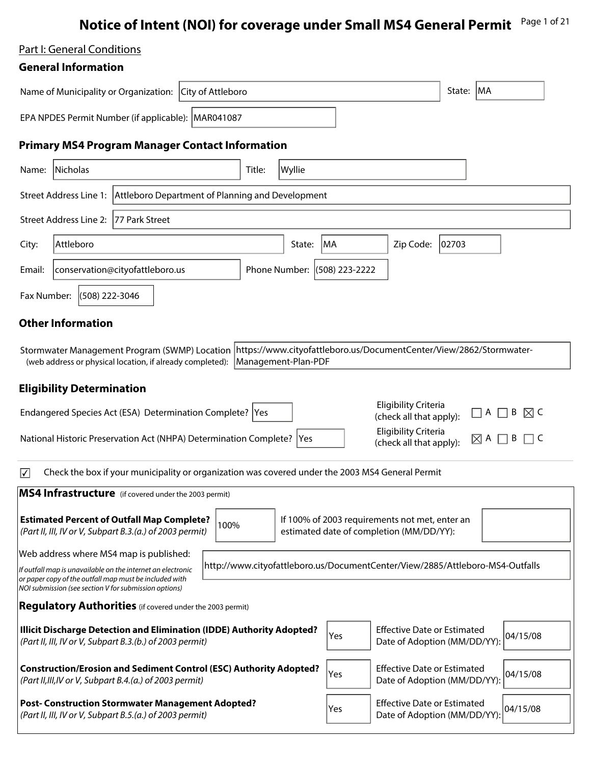# Notice of Intent (NOI) for coverage under Small MS4 General Permit

Part I: General Conditions

## General Information

Name of Municipality or Organization: City of Attleboro

State: MA

EPA NPDES Permit Number (if applicable): MAR041087

## Primary MS4 Program Manager Contact Information

Name: Nicholas

Title: Wyllie

Street Address Line 1: Attleboro Department of Planning and Development

Street Address Line 2: 77 Park Street

City: Attleboro

State: MA

Zip Code: 02703

Email: conservation@cityofattleboro.us

Phone Number: (508) 223-2222

Fax Number: (508) 222-3046

## Other Information

Stormwater Management Program (SWMP) Location (web address or physical location, if already completed): https://www.cityofattleboro.us/DocumentCenter/View/2862/Stormwater-Management-Plan-PDF

## Eligibility Determination

Endangered Species Act (ESA) Determination Complete? Yes

Eligibility Criteria (check all that apply): ☐ A ☐ B ☒ C

National Historic Preservation Act (NHPA) Determination Complete? Yes

Eligibility Criteria (check all that apply): ☒ A ☐ B ☐ C

☑ Check the box if your municipality or organization was covered under the 2003 MS4 General Permit

## MS4 Infrastructure (if covered under the 2003 permit)

**Estimated Percent of Outfall Map Complete?** *(Part II, III, IV or V, Subpart B.3.(a.) of 2003 permit)*: 100%

If 100% of 2003 requirements not met, enter an estimated date of completion (MM/DD/YY):

Web address where MS4 map is published: http://www.cityofattleboro.us/DocumentCenter/View/2885/Attleboro-MS4-Outfalls

*If outfall map is unavailable on the internet an electronic or paper copy of the outfall map must be included with NOI submission (see section V for submission options)*

## Regulatory Authorities (if covered under the 2003 permit)

| Authority | Adopted? | Effective Date or Estimated Date of Adoption (MM/DD/YY) |
|---|---|---|
| **Illicit Discharge Detection and Elimination (IDDE) Authority Adopted?** *(Part II, III, IV or V, Subpart B.3.(b.) of 2003 permit)* | Yes | 04/15/08 |
| **Construction/Erosion and Sediment Control (ESC) Authority Adopted?** *(Part II,III,IV or V, Subpart B.4.(a.) of 2003 permit)* | Yes | 04/15/08 |
| **Post- Construction Stormwater Management Adopted?** *(Part II, III, IV or V, Subpart B.5.(a.) of 2003 permit)* | Yes | 04/15/08 |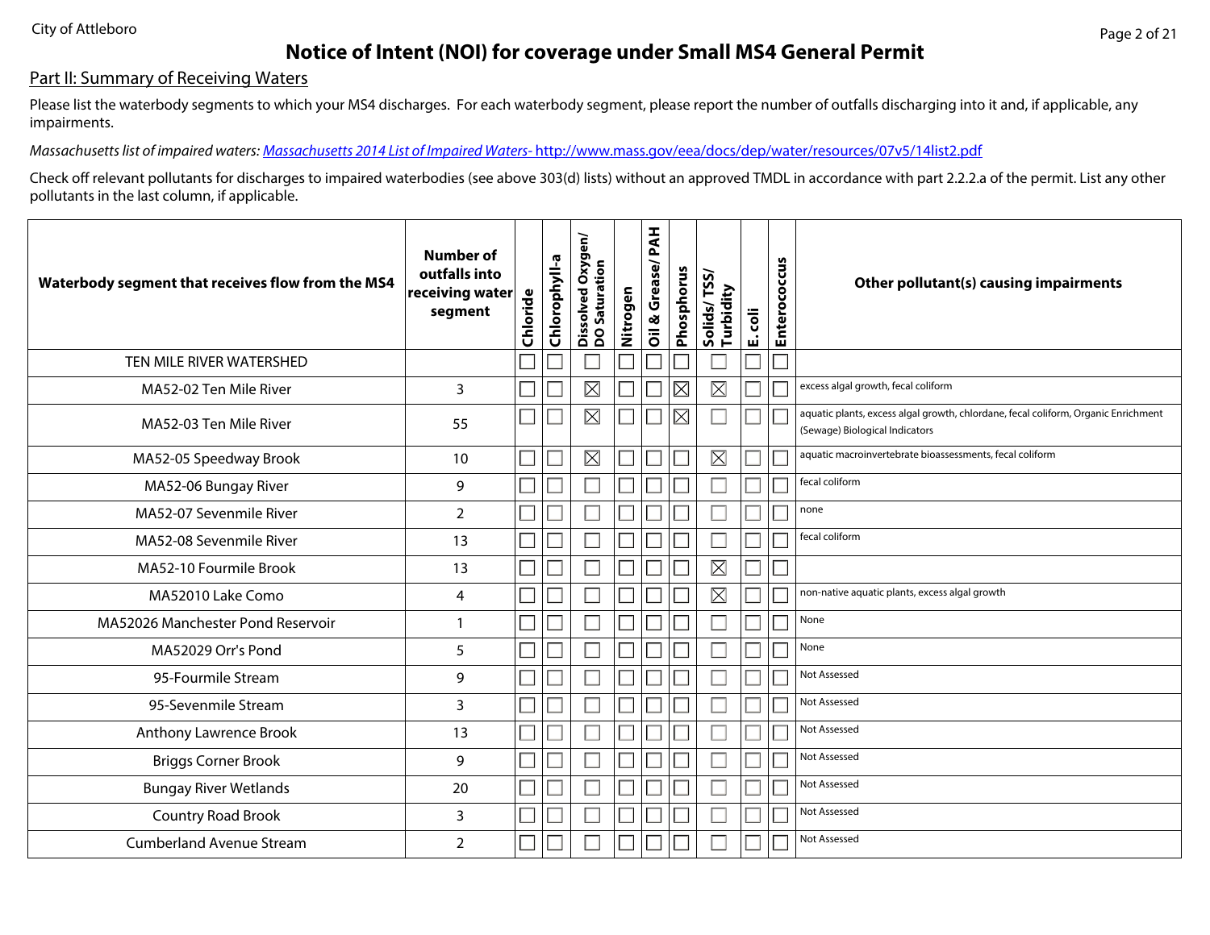# Notice of Intent (NOI) for coverage under Small MS4 General Permit

## Part II: Summary of Receiving Waters

Please list the waterbody segments to which your MS4 discharges. For each waterbody segment, please report the number of outfalls discharging into it and, if applicable, any impairments.

*Massachusetts list of impaired waters: Massachusetts 2014 List of Impaired Waters-* http://www.mass.gov/eea/docs/dep/water/resources/07v5/14list2.pdf

Check off relevant pollutants for discharges to impaired waterbodies (see above 303(d) lists) without an approved TMDL in accordance with part 2.2.2.a of the permit. List any other pollutants in the last column, if applicable.

| Waterbody segment that receives flow from the MS4 | Number of outfalls into receiving water segment | Chloride | Chlorophyll-a | Dissolved Oxygen/ DO Saturation | Nitrogen | Oil & Grease/ PAH | Phosphorus | Solids/ TSS/ Turbidity | E. coli | Enterococcus | Other pollutant(s) causing impairments |
|---|---|---|---|---|---|---|---|---|---|---|---|
| TEN MILE RIVER WATERSHED | | ☐ | ☐ | ☐ | ☐ | ☐ | ☐ | ☐ | ☐ | ☐ | |
| MA52-02 Ten Mile River | 3 | ☐ | ☐ | ☒ | ☐ | ☐ | ☒ | ☒ | ☐ | ☐ | excess algal growth, fecal coliform |
| MA52-03 Ten Mile River | 55 | ☐ | ☐ | ☒ | ☐ | ☐ | ☒ | ☐ | ☐ | ☐ | aquatic plants, excess algal growth, chlordane, fecal coliform, Organic Enrichment (Sewage) Biological Indicators |
| MA52-05 Speedway Brook | 10 | ☐ | ☐ | ☒ | ☐ | ☐ | ☐ | ☒ | ☐ | ☐ | aquatic macroinvertebrate bioassessments, fecal coliform |
| MA52-06 Bungay River | 9 | ☐ | ☐ | ☐ | ☐ | ☐ | ☐ | ☐ | ☐ | ☐ | fecal coliform |
| MA52-07 Sevenmile River | 2 | ☐ | ☐ | ☐ | ☐ | ☐ | ☐ | ☐ | ☐ | ☐ | none |
| MA52-08 Sevenmile River | 13 | ☐ | ☐ | ☐ | ☐ | ☐ | ☐ | ☐ | ☐ | ☐ | fecal coliform |
| MA52-10 Fourmile Brook | 13 | ☐ | ☐ | ☐ | ☐ | ☐ | ☐ | ☒ | ☐ | ☐ | |
| MA52010 Lake Como | 4 | ☐ | ☐ | ☐ | ☐ | ☐ | ☐ | ☒ | ☐ | ☐ | non-native aquatic plants, excess algal growth |
| MA52026 Manchester Pond Reservoir | 1 | ☐ | ☐ | ☐ | ☐ | ☐ | ☐ | ☐ | ☐ | ☐ | None |
| MA52029 Orr's Pond | 5 | ☐ | ☐ | ☐ | ☐ | ☐ | ☐ | ☐ | ☐ | ☐ | None |
| 95-Fourmile Stream | 9 | ☐ | ☐ | ☐ | ☐ | ☐ | ☐ | ☐ | ☐ | ☐ | Not Assessed |
| 95-Sevenmile Stream | 3 | ☐ | ☐ | ☐ | ☐ | ☐ | ☐ | ☐ | ☐ | ☐ | Not Assessed |
| Anthony Lawrence Brook | 13 | ☐ | ☐ | ☐ | ☐ | ☐ | ☐ | ☐ | ☐ | ☐ | Not Assessed |
| Briggs Corner Brook | 9 | ☐ | ☐ | ☐ | ☐ | ☐ | ☐ | ☐ | ☐ | ☐ | Not Assessed |
| Bungay River Wetlands | 20 | ☐ | ☐ | ☐ | ☐ | ☐ | ☐ | ☐ | ☐ | ☐ | Not Assessed |
| Country Road Brook | 3 | ☐ | ☐ | ☐ | ☐ | ☐ | ☐ | ☐ | ☐ | ☐ | Not Assessed |
| Cumberland Avenue Stream | 2 | ☐ | ☐ | ☐ | ☐ | ☐ | ☐ | ☐ | ☐ | ☐ | Not Assessed |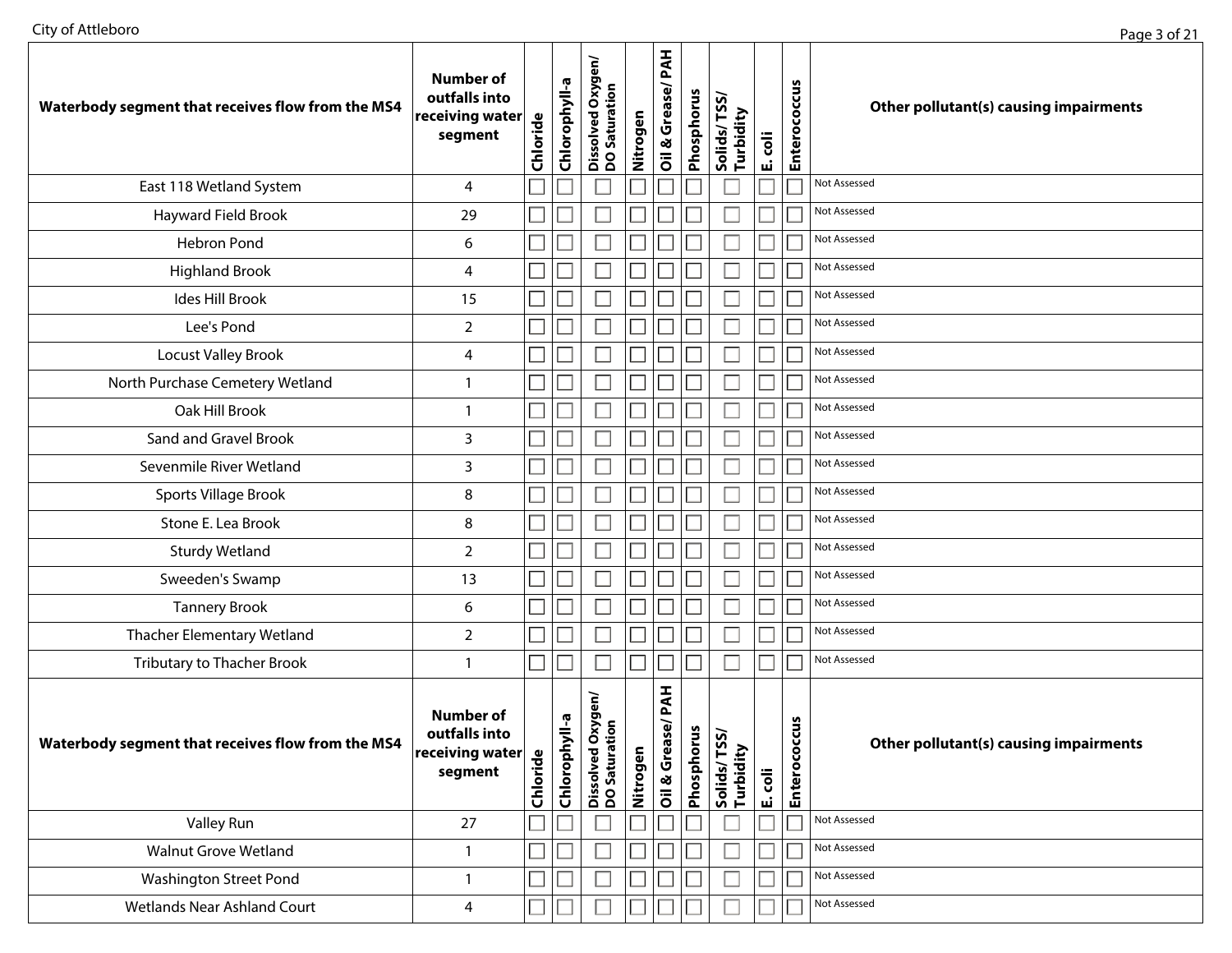| Waterbody segment that receives flow from the MS4 | Number of outfalls into receiving water segment | Chloride | Chlorophyll-a | Dissolved Oxygen/ DO Saturation | Nitrogen | Oil & Grease/ PAH | Phosphorus | Solids/ TSS/ Turbidity | E. coli | Enterococcus | Other pollutant(s) causing impairments |
|---|---|---|---|---|---|---|---|---|---|---|---|
| East 118 Wetland System | 4 | ☐ | ☐ | ☐ | ☐ | ☐ | ☐ | ☐ | ☐ | ☐ | Not Assessed |
| Hayward Field Brook | 29 | ☐ | ☐ | ☐ | ☐ | ☐ | ☐ | ☐ | ☐ | ☐ | Not Assessed |
| Hebron Pond | 6 | ☐ | ☐ | ☐ | ☐ | ☐ | ☐ | ☐ | ☐ | ☐ | Not Assessed |
| Highland Brook | 4 | ☐ | ☐ | ☐ | ☐ | ☐ | ☐ | ☐ | ☐ | ☐ | Not Assessed |
| Ides Hill Brook | 15 | ☐ | ☐ | ☐ | ☐ | ☐ | ☐ | ☐ | ☐ | ☐ | Not Assessed |
| Lee's Pond | 2 | ☐ | ☐ | ☐ | ☐ | ☐ | ☐ | ☐ | ☐ | ☐ | Not Assessed |
| Locust Valley Brook | 4 | ☐ | ☐ | ☐ | ☐ | ☐ | ☐ | ☐ | ☐ | ☐ | Not Assessed |
| North Purchase Cemetery Wetland | 1 | ☐ | ☐ | ☐ | ☐ | ☐ | ☐ | ☐ | ☐ | ☐ | Not Assessed |
| Oak Hill Brook | 1 | ☐ | ☐ | ☐ | ☐ | ☐ | ☐ | ☐ | ☐ | ☐ | Not Assessed |
| Sand and Gravel Brook | 3 | ☐ | ☐ | ☐ | ☐ | ☐ | ☐ | ☐ | ☐ | ☐ | Not Assessed |
| Sevenmile River Wetland | 3 | ☐ | ☐ | ☐ | ☐ | ☐ | ☐ | ☐ | ☐ | ☐ | Not Assessed |
| Sports Village Brook | 8 | ☐ | ☐ | ☐ | ☐ | ☐ | ☐ | ☐ | ☐ | ☐ | Not Assessed |
| Stone E. Lea Brook | 8 | ☐ | ☐ | ☐ | ☐ | ☐ | ☐ | ☐ | ☐ | ☐ | Not Assessed |
| Sturdy Wetland | 2 | ☐ | ☐ | ☐ | ☐ | ☐ | ☐ | ☐ | ☐ | ☐ | Not Assessed |
| Sweeden's Swamp | 13 | ☐ | ☐ | ☐ | ☐ | ☐ | ☐ | ☐ | ☐ | ☐ | Not Assessed |
| Tannery Brook | 6 | ☐ | ☐ | ☐ | ☐ | ☐ | ☐ | ☐ | ☐ | ☐ | Not Assessed |
| Thacher Elementary Wetland | 2 | ☐ | ☐ | ☐ | ☐ | ☐ | ☐ | ☐ | ☐ | ☐ | Not Assessed |
| Tributary to Thacher Brook | 1 | ☐ | ☐ | ☐ | ☐ | ☐ | ☐ | ☐ | ☐ | ☐ | Not Assessed |
| Valley Run | 27 | ☐ | ☐ | ☐ | ☐ | ☐ | ☐ | ☐ | ☐ | ☐ | Not Assessed |
| Walnut Grove Wetland | 1 | ☐ | ☐ | ☐ | ☐ | ☐ | ☐ | ☐ | ☐ | ☐ | Not Assessed |
| Washington Street Pond | 1 | ☐ | ☐ | ☐ | ☐ | ☐ | ☐ | ☐ | ☐ | ☐ | Not Assessed |
| Wetlands Near Ashland Court | 4 | ☐ | ☐ | ☐ | ☐ | ☐ | ☐ | ☐ | ☐ | ☐ | Not Assessed |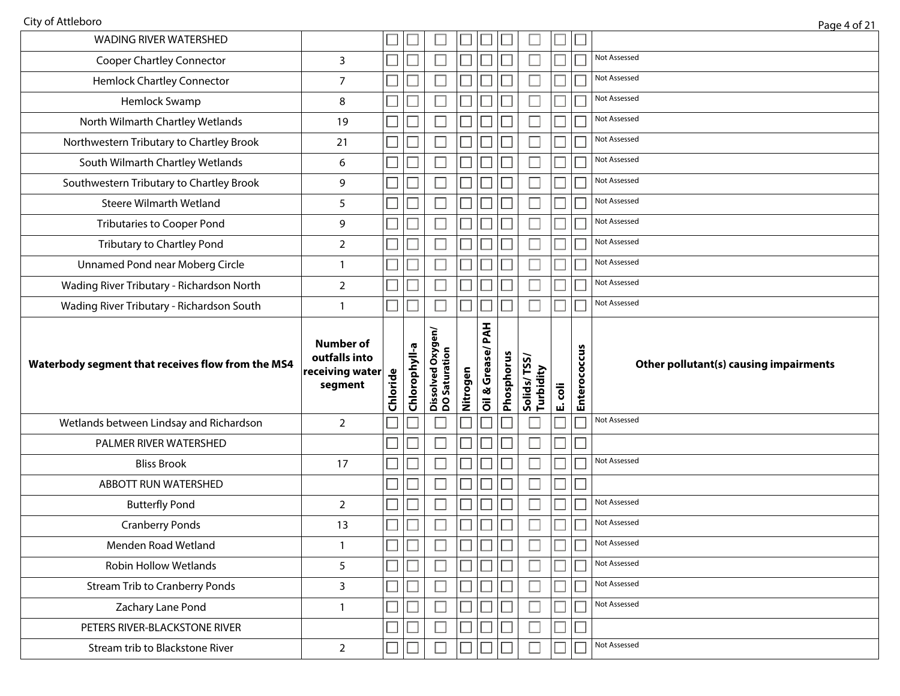| Waterbody segment that receives flow from the MS4 | Number of outfalls into receiving water segment | Chloride | Chlorophyll-a | Dissolved Oxygen/ DO Saturation | Nitrogen | Oil & Grease/ PAH | Phosphorus | Solids/ TSS/ Turbidity | E. coli | Enterococcus | Other pollutant(s) causing impairments |
|---|---|---|---|---|---|---|---|---|---|---|---|
| WADING RIVER WATERSHED | | ☐ | ☐ | ☐ | ☐ | ☐ | ☐ | ☐ | ☐ | ☐ | |
| Cooper Chartley Connector | 3 | ☐ | ☐ | ☐ | ☐ | ☐ | ☐ | ☐ | ☐ | ☐ | Not Assessed |
| Hemlock Chartley Connector | 7 | ☐ | ☐ | ☐ | ☐ | ☐ | ☐ | ☐ | ☐ | ☐ | Not Assessed |
| Hemlock Swamp | 8 | ☐ | ☐ | ☐ | ☐ | ☐ | ☐ | ☐ | ☐ | ☐ | Not Assessed |
| North Wilmarth Chartley Wetlands | 19 | ☐ | ☐ | ☐ | ☐ | ☐ | ☐ | ☐ | ☐ | ☐ | Not Assessed |
| Northwestern Tributary to Chartley Brook | 21 | ☐ | ☐ | ☐ | ☐ | ☐ | ☐ | ☐ | ☐ | ☐ | Not Assessed |
| South Wilmarth Chartley Wetlands | 6 | ☐ | ☐ | ☐ | ☐ | ☐ | ☐ | ☐ | ☐ | ☐ | Not Assessed |
| Southwestern Tributary to Chartley Brook | 9 | ☐ | ☐ | ☐ | ☐ | ☐ | ☐ | ☐ | ☐ | ☐ | Not Assessed |
| Steere Wilmarth Wetland | 5 | ☐ | ☐ | ☐ | ☐ | ☐ | ☐ | ☐ | ☐ | ☐ | Not Assessed |
| Tributaries to Cooper Pond | 9 | ☐ | ☐ | ☐ | ☐ | ☐ | ☐ | ☐ | ☐ | ☐ | Not Assessed |
| Tributary to Chartley Pond | 2 | ☐ | ☐ | ☐ | ☐ | ☐ | ☐ | ☐ | ☐ | ☐ | Not Assessed |
| Unnamed Pond near Moberg Circle | 1 | ☐ | ☐ | ☐ | ☐ | ☐ | ☐ | ☐ | ☐ | ☐ | Not Assessed |
| Wading River Tributary - Richardson North | 2 | ☐ | ☐ | ☐ | ☐ | ☐ | ☐ | ☐ | ☐ | ☐ | Not Assessed |
| Wading River Tributary - Richardson South | 1 | ☐ | ☐ | ☐ | ☐ | ☐ | ☐ | ☐ | ☐ | ☐ | Not Assessed |
| Wetlands between Lindsay and Richardson | 2 | ☐ | ☐ | ☐ | ☐ | ☐ | ☐ | ☐ | ☐ | ☐ | Not Assessed |
| PALMER RIVER WATERSHED | | ☐ | ☐ | ☐ | ☐ | ☐ | ☐ | ☐ | ☐ | ☐ | |
| Bliss Brook | 17 | ☐ | ☐ | ☐ | ☐ | ☐ | ☐ | ☐ | ☐ | ☐ | Not Assessed |
| ABBOTT RUN WATERSHED | | ☐ | ☐ | ☐ | ☐ | ☐ | ☐ | ☐ | ☐ | ☐ | |
| Butterfly Pond | 2 | ☐ | ☐ | ☐ | ☐ | ☐ | ☐ | ☐ | ☐ | ☐ | Not Assessed |
| Cranberry Ponds | 13 | ☐ | ☐ | ☐ | ☐ | ☐ | ☐ | ☐ | ☐ | ☐ | Not Assessed |
| Menden Road Wetland | 1 | ☐ | ☐ | ☐ | ☐ | ☐ | ☐ | ☐ | ☐ | ☐ | Not Assessed |
| Robin Hollow Wetlands | 5 | ☐ | ☐ | ☐ | ☐ | ☐ | ☐ | ☐ | ☐ | ☐ | Not Assessed |
| Stream Trib to Cranberry Ponds | 3 | ☐ | ☐ | ☐ | ☐ | ☐ | ☐ | ☐ | ☐ | ☐ | Not Assessed |
| Zachary Lane Pond | 1 | ☐ | ☐ | ☐ | ☐ | ☐ | ☐ | ☐ | ☐ | ☐ | Not Assessed |
| PETERS RIVER-BLACKSTONE RIVER | | ☐ | ☐ | ☐ | ☐ | ☐ | ☐ | ☐ | ☐ | ☐ | |
| Stream trib to Blackstone River | 2 | ☐ | ☐ | ☐ | ☐ | ☐ | ☐ | ☐ | ☐ | ☐ | Not Assessed |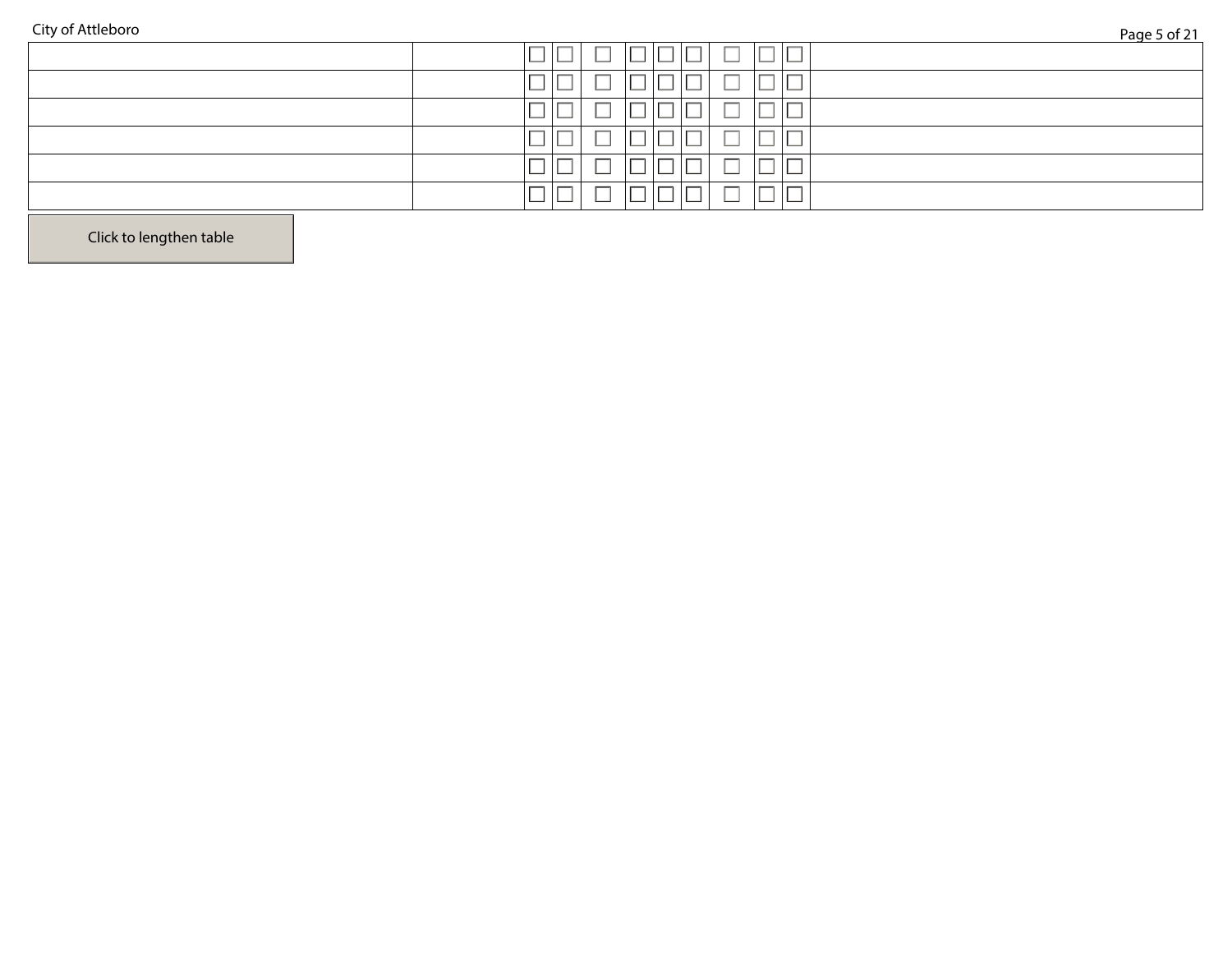| | | | | | | | | | | | |
|---|---|---|---|---|---|---|---|---|---|---|---|
| | | ☐ | ☐ | ☐ | ☐ | ☐ | ☐ | ☐ | ☐ | ☐ | |
| | | ☐ | ☐ | ☐ | ☐ | ☐ | ☐ | ☐ | ☐ | ☐ | |
| | | ☐ | ☐ | ☐ | ☐ | ☐ | ☐ | ☐ | ☐ | ☐ | |
| | | ☐ | ☐ | ☐ | ☐ | ☐ | ☐ | ☐ | ☐ | ☐ | |
| | | ☐ | ☐ | ☐ | ☐ | ☐ | ☐ | ☐ | ☐ | ☐ | |
| | | ☐ | ☐ | ☐ | ☐ | ☐ | ☐ | ☐ | ☐ | ☐ | |

Click to lengthen table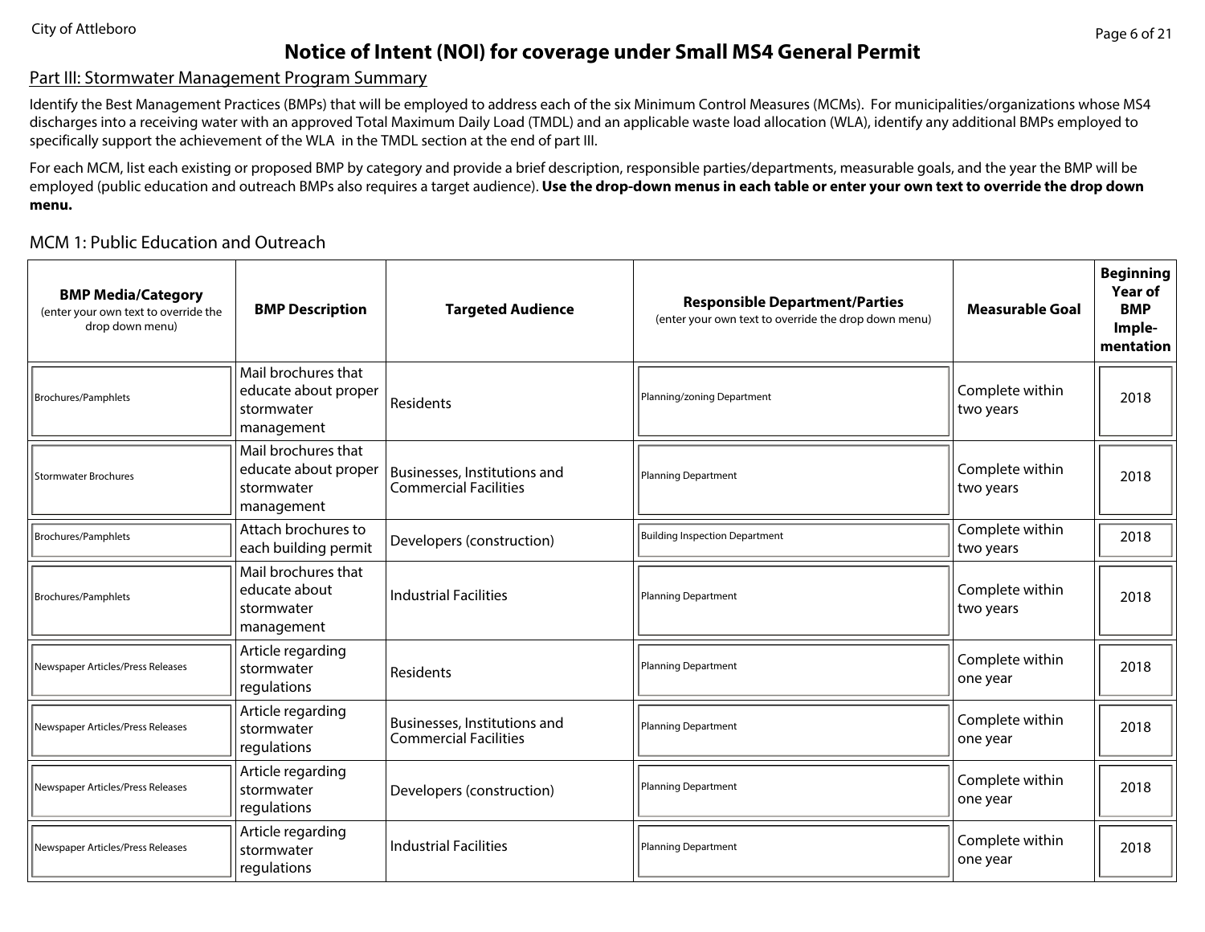# Notice of Intent (NOI) for coverage under Small MS4 General Permit

## Part III: Stormwater Management Program Summary

Identify the Best Management Practices (BMPs) that will be employed to address each of the six Minimum Control Measures (MCMs). For municipalities/organizations whose MS4 discharges into a receiving water with an approved Total Maximum Daily Load (TMDL) and an applicable waste load allocation (WLA), identify any additional BMPs employed to specifically support the achievement of the WLA in the TMDL section at the end of part III.

For each MCM, list each existing or proposed BMP by category and provide a brief description, responsible parties/departments, measurable goals, and the year the BMP will be employed (public education and outreach BMPs also requires a target audience). **Use the drop-down menus in each table or enter your own text to override the drop down menu.**

### MCM 1: Public Education and Outreach

| BMP Media/Category (enter your own text to override the drop down menu) | BMP Description | Targeted Audience | Responsible Department/Parties (enter your own text to override the drop down menu) | Measurable Goal | Beginning Year of BMP Imple-mentation |
|---|---|---|---|---|---|
| Brochures/Pamphlets | Mail brochures that educate about proper stormwater management | Residents | Planning/zoning Department | Complete within two years | 2018 |
| Stormwater Brochures | Mail brochures that educate about proper stormwater management | Businesses, Institutions and Commercial Facilities | Planning Department | Complete within two years | 2018 |
| Brochures/Pamphlets | Attach brochures to each building permit | Developers (construction) | Building Inspection Department | Complete within two years | 2018 |
| Brochures/Pamphlets | Mail brochures that educate about stormwater management | Industrial Facilities | Planning Department | Complete within two years | 2018 |
| Newspaper Articles/Press Releases | Article regarding stormwater regulations | Residents | Planning Department | Complete within one year | 2018 |
| Newspaper Articles/Press Releases | Article regarding stormwater regulations | Businesses, Institutions and Commercial Facilities | Planning Department | Complete within one year | 2018 |
| Newspaper Articles/Press Releases | Article regarding stormwater regulations | Developers (construction) | Planning Department | Complete within one year | 2018 |
| Newspaper Articles/Press Releases | Article regarding stormwater regulations | Industrial Facilities | Planning Department | Complete within one year | 2018 |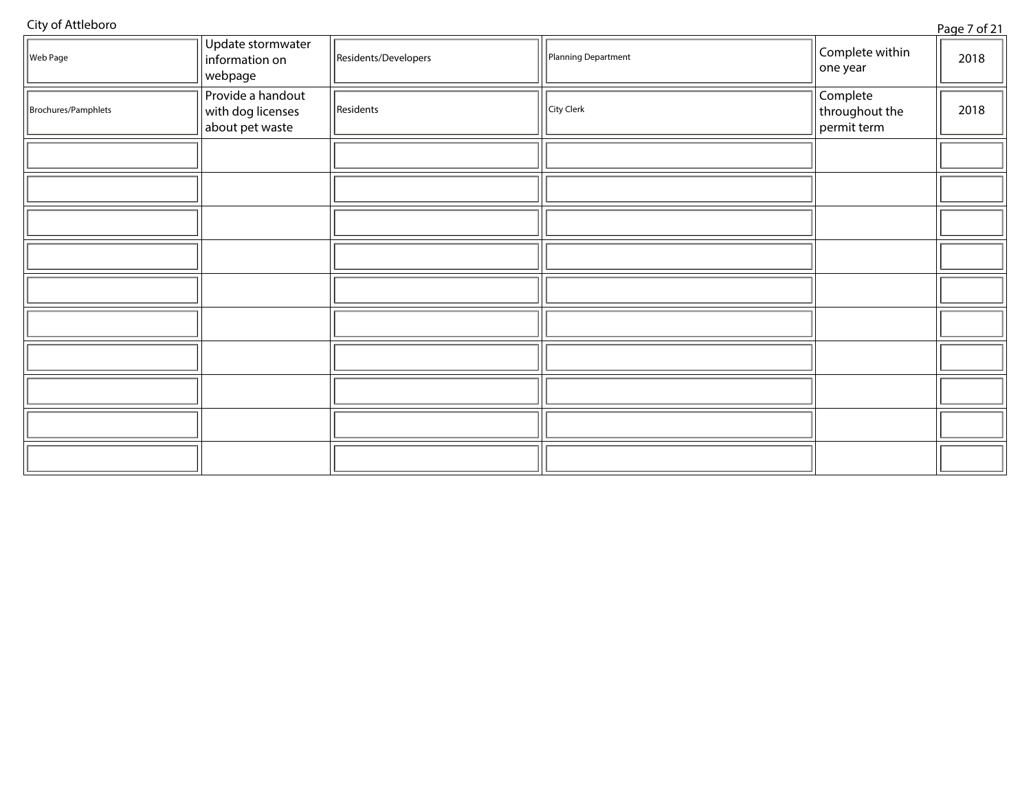| | | | | | |
|---|---|---|---|---|---|
| Web Page | Update stormwater information on webpage | Residents/Developers | Planning Department | Complete within one year | 2018 |
| Brochures/Pamphlets | Provide a handout with dog licenses about pet waste | Residents | City Clerk | Complete throughout the permit term | 2018 |
| | | | | | |
| | | | | | |
| | | | | | |
| | | | | | |
| | | | | | |
| | | | | | |
| | | | | | |
| | | | | | |
| | | | | | |
| | | | | | |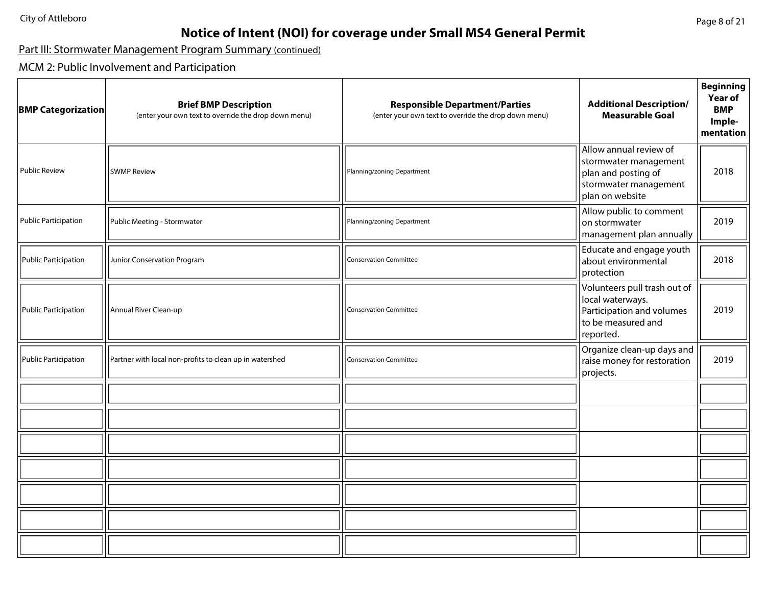# Notice of Intent (NOI) for coverage under Small MS4 General Permit

Part III: Stormwater Management Program Summary (continued)

## MCM 2: Public Involvement and Participation

| BMP Categorization | Brief BMP Description (enter your own text to override the drop down menu) | Responsible Department/Parties (enter your own text to override the drop down menu) | Additional Description/ Measurable Goal | Beginning Year of BMP Imple-mentation |
|---|---|---|---|---|
| Public Review | SWMP Review | Planning/zoning Department | Allow annual review of stormwater management plan and posting of stormwater management plan on website | 2018 |
| Public Participation | Public Meeting - Stormwater | Planning/zoning Department | Allow public to comment on stormwater management plan annually | 2019 |
| Public Participation | Junior Conservation Program | Conservation Committee | Educate and engage youth about environmental protection | 2018 |
| Public Participation | Annual River Clean-up | Conservation Committee | Volunteers pull trash out of local waterways. Participation and volumes to be measured and reported. | 2019 |
| Public Participation | Partner with local non-profits to clean up in watershed | Conservation Committee | Organize clean-up days and raise money for restoration projects. | 2019 |
| | | | | |
| | | | | |
| | | | | |
| | | | | |
| | | | | |
| | | | | |
| | | | | |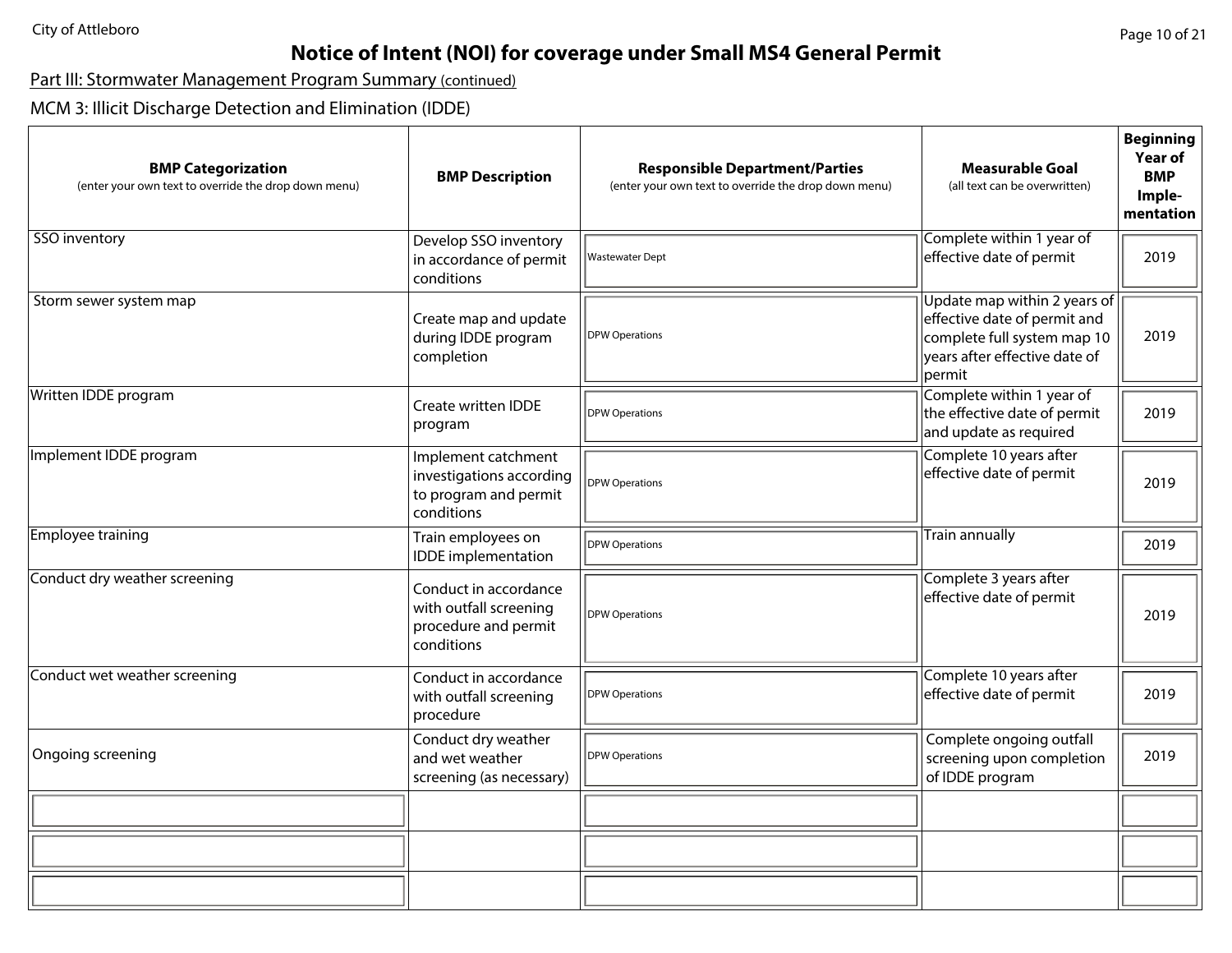# Notice of Intent (NOI) for coverage under Small MS4 General Permit

Part III: Stormwater Management Program Summary (continued)

MCM 3: Illicit Discharge Detection and Elimination (IDDE)

| BMP Categorization (enter your own text to override the drop down menu) | BMP Description | Responsible Department/Parties (enter your own text to override the drop down menu) | Measurable Goal (all text can be overwritten) | Beginning Year of BMP Imple-mentation |
|---|---|---|---|---|
| SSO inventory | Develop SSO inventory in accordance of permit conditions | Wastewater Dept | Complete within 1 year of effective date of permit | 2019 |
| Storm sewer system map | Create map and update during IDDE program completion | DPW Operations | Update map within 2 years of effective date of permit and complete full system map 10 years after effective date of permit | 2019 |
| Written IDDE program | Create written IDDE program | DPW Operations | Complete within 1 year of the effective date of permit and update as required | 2019 |
| Implement IDDE program | Implement catchment investigations according to program and permit conditions | DPW Operations | Complete 10 years after effective date of permit | 2019 |
| Employee training | Train employees on IDDE implementation | DPW Operations | Train annually | 2019 |
| Conduct dry weather screening | Conduct in accordance with outfall screening procedure and permit conditions | DPW Operations | Complete 3 years after effective date of permit | 2019 |
| Conduct wet weather screening | Conduct in accordance with outfall screening procedure | DPW Operations | Complete 10 years after effective date of permit | 2019 |
| Ongoing screening | Conduct dry weather and wet weather screening (as necessary) | DPW Operations | Complete ongoing outfall screening upon completion of IDDE program | 2019 |
| | | | | |
| | | | | |
| | | | | |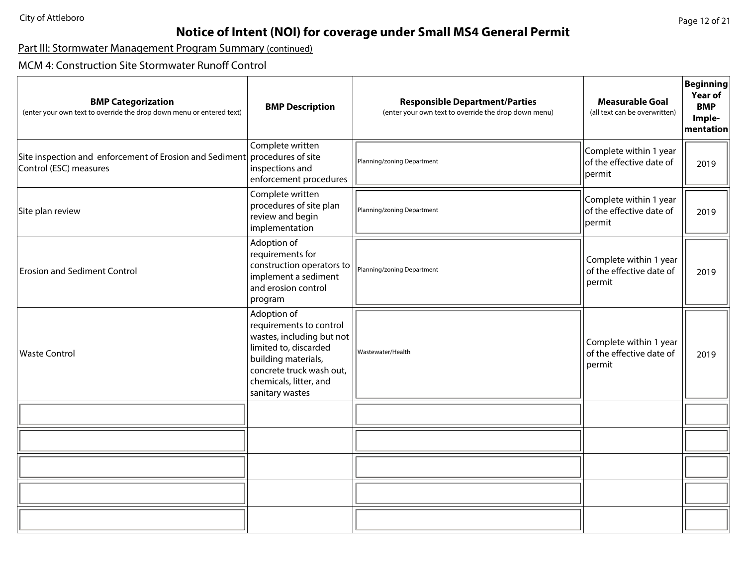# Notice of Intent (NOI) for coverage under Small MS4 General Permit

Part III: Stormwater Management Program Summary (continued)

## MCM 4: Construction Site Stormwater Runoff Control

| **BMP Categorization** (enter your own text to override the drop down menu or entered text) | **BMP Description** | **Responsible Department/Parties** (enter your own text to override the drop down menu) | **Measurable Goal** (all text can be overwritten) | **Beginning Year of BMP Imple-mentation** |
|---|---|---|---|---|
| Site inspection and enforcement of Erosion and Sediment Control (ESC) measures | Complete written procedures of site inspections and enforcement procedures | Planning/zoning Department | Complete within 1 year of the effective date of permit | 2019 |
| Site plan review | Complete written procedures of site plan review and begin implementation | Planning/zoning Department | Complete within 1 year of the effective date of permit | 2019 |
| Erosion and Sediment Control | Adoption of requirements for construction operators to implement a sediment and erosion control program | Planning/zoning Department | Complete within 1 year of the effective date of permit | 2019 |
| Waste Control | Adoption of requirements to control wastes, including but not limited to, discarded building materials, concrete truck wash out, chemicals, litter, and sanitary wastes | Wastewater/Health | Complete within 1 year of the effective date of permit | 2019 |
| | | | | |
| | | | | |
| | | | | |
| | | | | |
| | | | | |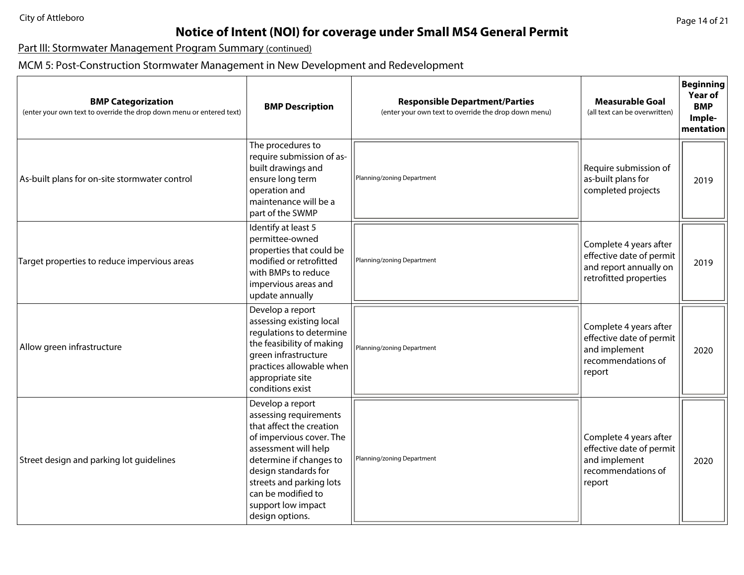# Notice of Intent (NOI) for coverage under Small MS4 General Permit

Part III: Stormwater Management Program Summary (continued)

MCM 5: Post-Construction Stormwater Management in New Development and Redevelopment

| BMP Categorization (enter your own text to override the drop down menu or entered text) | BMP Description | Responsible Department/Parties (enter your own text to override the drop down menu) | Measurable Goal (all text can be overwritten) | Beginning Year of BMP Imple-mentation |
|---|---|---|---|---|
| As-built plans for on-site stormwater control | The procedures to require submission of as-built drawings and ensure long term operation and maintenance will be a part of the SWMP | Planning/zoning Department | Require submission of as-built plans for completed projects | 2019 |
| Target properties to reduce impervious areas | Identify at least 5 permittee-owned properties that could be modified or retrofitted with BMPs to reduce impervious areas and update annually | Planning/zoning Department | Complete 4 years after effective date of permit and report annually on retrofitted properties | 2019 |
| Allow green infrastructure | Develop a report assessing existing local regulations to determine the feasibility of making green infrastructure practices allowable when appropriate site conditions exist | Planning/zoning Department | Complete 4 years after effective date of permit and implement recommendations of report | 2020 |
| Street design and parking lot guidelines | Develop a report assessing requirements that affect the creation of impervious cover. The assessment will help determine if changes to design standards for streets and parking lots can be modified to support low impact design options. | Planning/zoning Department | Complete 4 years after effective date of permit and implement recommendations of report | 2020 |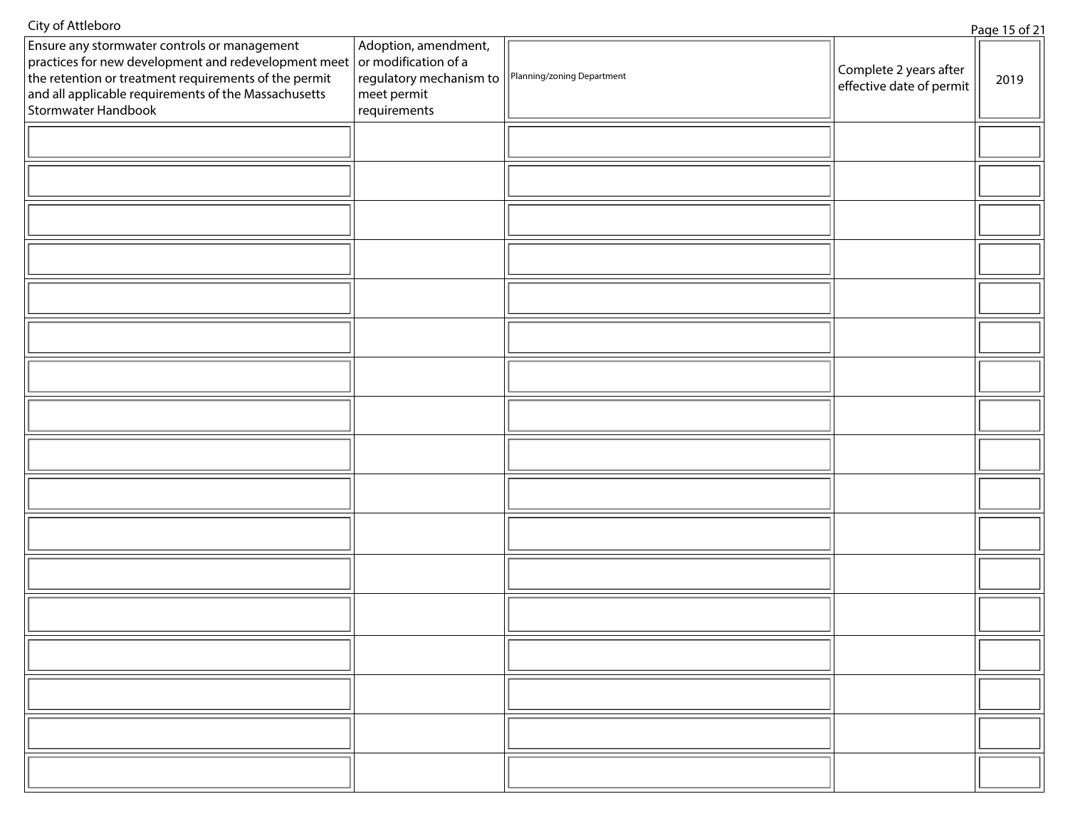City of Attleboro

| | | | | |
|---|---|---|---|---|
| Ensure any stormwater controls or management practices for new development and redevelopment meet the retention or treatment requirements of the permit and all applicable requirements of the Massachusetts Stormwater Handbook | Adoption, amendment, or modification of a regulatory mechanism to meet permit requirements | Planning/zoning Department | Complete 2 years after effective date of permit | 2019 |
| | | | | |
| | | | | |
| | | | | |
| | | | | |
| | | | | |
| | | | | |
| | | | | |
| | | | | |
| | | | | |
| | | | | |
| | | | | |
| | | | | |
| | | | | |
| | | | | |
| | | | | |
| | | | | |
| | | | | |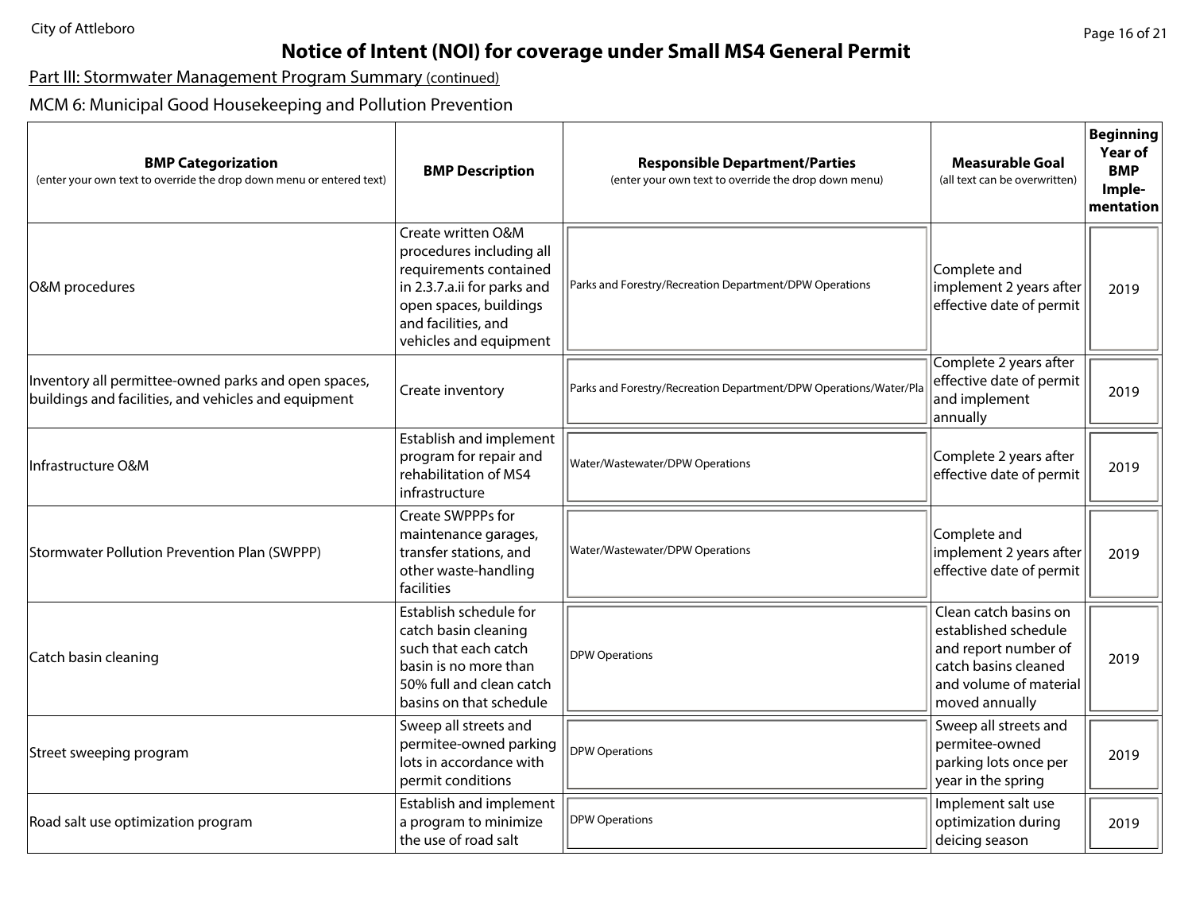# Notice of Intent (NOI) for coverage under Small MS4 General Permit

Part III: Stormwater Management Program Summary (continued)

## MCM 6: Municipal Good Housekeeping and Pollution Prevention

| **BMP Categorization** (enter your own text to override the drop down menu or entered text) | **BMP Description** | **Responsible Department/Parties** (enter your own text to override the drop down menu) | **Measurable Goal** (all text can be overwritten) | **Beginning Year of BMP Imple-mentation** |
|---|---|---|---|---|
| O&M procedures | Create written O&M procedures including all requirements contained in 2.3.7.a.ii for parks and open spaces, buildings and facilities, and vehicles and equipment | Parks and Forestry/Recreation Department/DPW Operations | Complete and implement 2 years after effective date of permit | 2019 |
| Inventory all permittee-owned parks and open spaces, buildings and facilities, and vehicles and equipment | Create inventory | Parks and Forestry/Recreation Department/DPW Operations/Water/Pla | Complete 2 years after effective date of permit and implement annually | 2019 |
| Infrastructure O&M | Establish and implement program for repair and rehabilitation of MS4 infrastructure | Water/Wastewater/DPW Operations | Complete 2 years after effective date of permit | 2019 |
| Stormwater Pollution Prevention Plan (SWPPP) | Create SWPPPs for maintenance garages, transfer stations, and other waste-handling facilities | Water/Wastewater/DPW Operations | Complete and implement 2 years after effective date of permit | 2019 |
| Catch basin cleaning | Establish schedule for catch basin cleaning such that each catch basin is no more than 50% full and clean catch basins on that schedule | DPW Operations | Clean catch basins on established schedule and report number of catch basins cleaned and volume of material moved annually | 2019 |
| Street sweeping program | Sweep all streets and permitee-owned parking lots in accordance with permit conditions | DPW Operations | Sweep all streets and permitee-owned parking lots once per year in the spring | 2019 |
| Road salt use optimization program | Establish and implement a program to minimize the use of road salt | DPW Operations | Implement salt use optimization during deicing season | 2019 |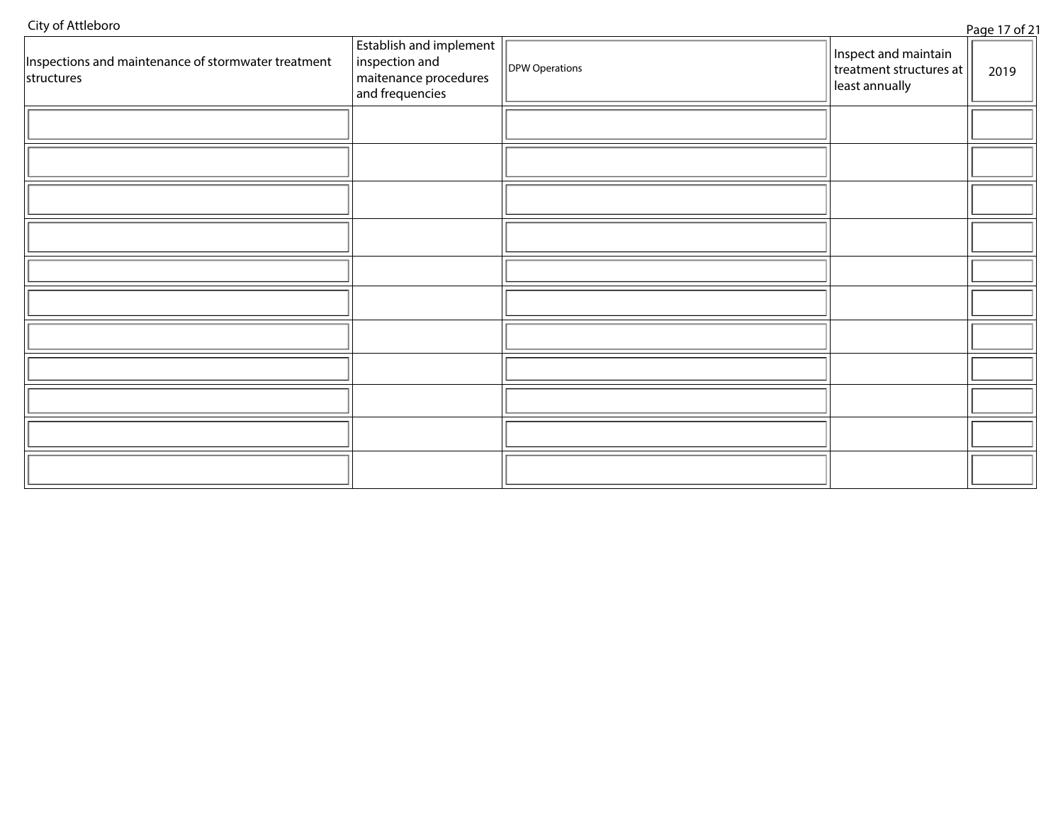| | | | | |
|---|---|---|---|---|
| Inspections and maintenance of stormwater treatment structures | Establish and implement inspection and maitenance procedures and frequencies | DPW Operations | Inspect and maintain treatment structures at least annually | 2019 |
| | | | | |
| | | | | |
| | | | | |
| | | | | |
| | | | | |
| | | | | |
| | | | | |
| | | | | |
| | | | | |
| | | | | |
| | | | | |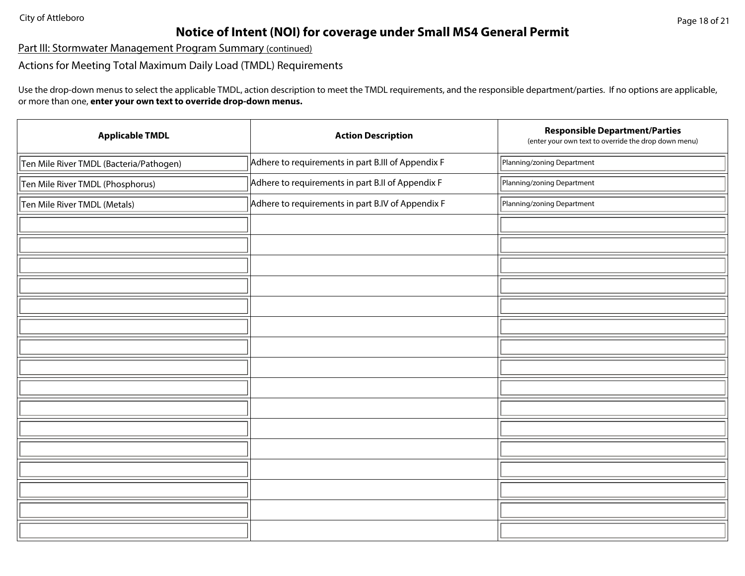City of Attleboro

# Notice of Intent (NOI) for coverage under Small MS4 General Permit

Part III: Stormwater Management Program Summary (continued)

## Actions for Meeting Total Maximum Daily Load (TMDL) Requirements

Use the drop-down menus to select the applicable TMDL, action description to meet the TMDL requirements, and the responsible department/parties. If no options are applicable, or more than one, **enter your own text to override drop-down menus.**

| Applicable TMDL | Action Description | Responsible Department/Parties (enter your own text to override the drop down menu) |
|---|---|---|
| Ten Mile River TMDL (Bacteria/Pathogen) | Adhere to requirements in part B.III of Appendix F | Planning/zoning Department |
| Ten Mile River TMDL (Phosphorus) | Adhere to requirements in part B.II of Appendix F | Planning/zoning Department |
| Ten Mile River TMDL (Metals) | Adhere to requirements in part B.IV of Appendix F | Planning/zoning Department |
| | | |
| | | |
| | | |
| | | |
| | | |
| | | |
| | | |
| | | |
| | | |
| | | |
| | | |
| | | |
| | | |
| | | |
| | | |
| | | |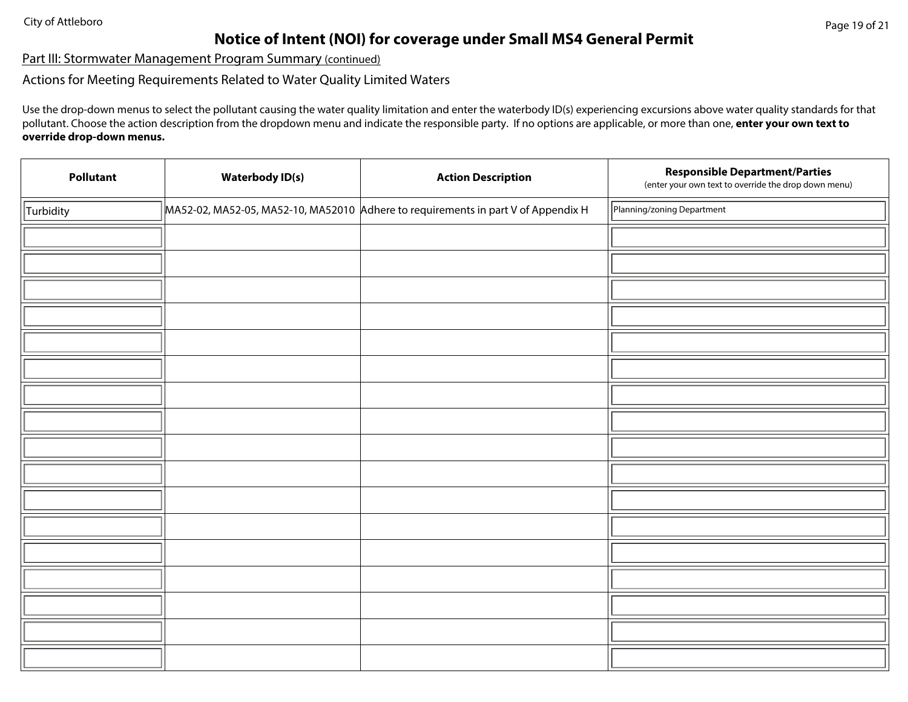City of Attleboro

# Notice of Intent (NOI) for coverage under Small MS4 General Permit

Part III: Stormwater Management Program Summary (continued)

## Actions for Meeting Requirements Related to Water Quality Limited Waters

Use the drop-down menus to select the pollutant causing the water quality limitation and enter the waterbody ID(s) experiencing excursions above water quality standards for that pollutant. Choose the action description from the dropdown menu and indicate the responsible party. If no options are applicable, or more than one, **enter your own text to override drop-down menus.**

| Pollutant | Waterbody ID(s) | Action Description | Responsible Department/Parties (enter your own text to override the drop down menu) |
|---|---|---|---|
| Turbidity | MA52-02, MA52-05, MA52-10, MA52010 | Adhere to requirements in part V of Appendix H | Planning/zoning Department |
| | | | |
| | | | |
| | | | |
| | | | |
| | | | |
| | | | |
| | | | |
| | | | |
| | | | |
| | | | |
| | | | |
| | | | |
| | | | |
| | | | |
| | | | |
| | | | |
| | | | |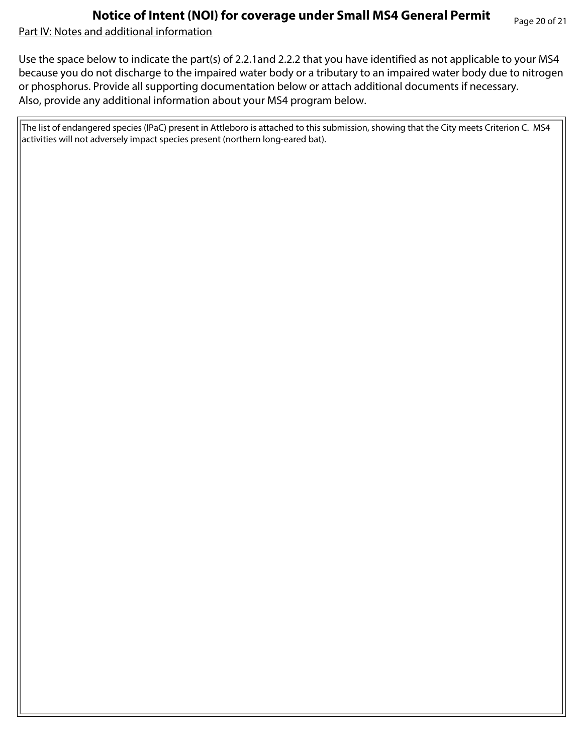# Notice of Intent (NOI) for coverage under Small MS4 General Permit

Part IV: Notes and additional information

Use the space below to indicate the part(s) of 2.2.1and 2.2.2 that you have identified as not applicable to your MS4 because you do not discharge to the impaired water body or a tributary to an impaired water body due to nitrogen or phosphorus. Provide all supporting documentation below or attach additional documents if necessary. Also, provide any additional information about your MS4 program below.

The list of endangered species (IPaC) present in Attleboro is attached to this submission, showing that the City meets Criterion C. MS4 activities will not adversely impact species present (northern long-eared bat).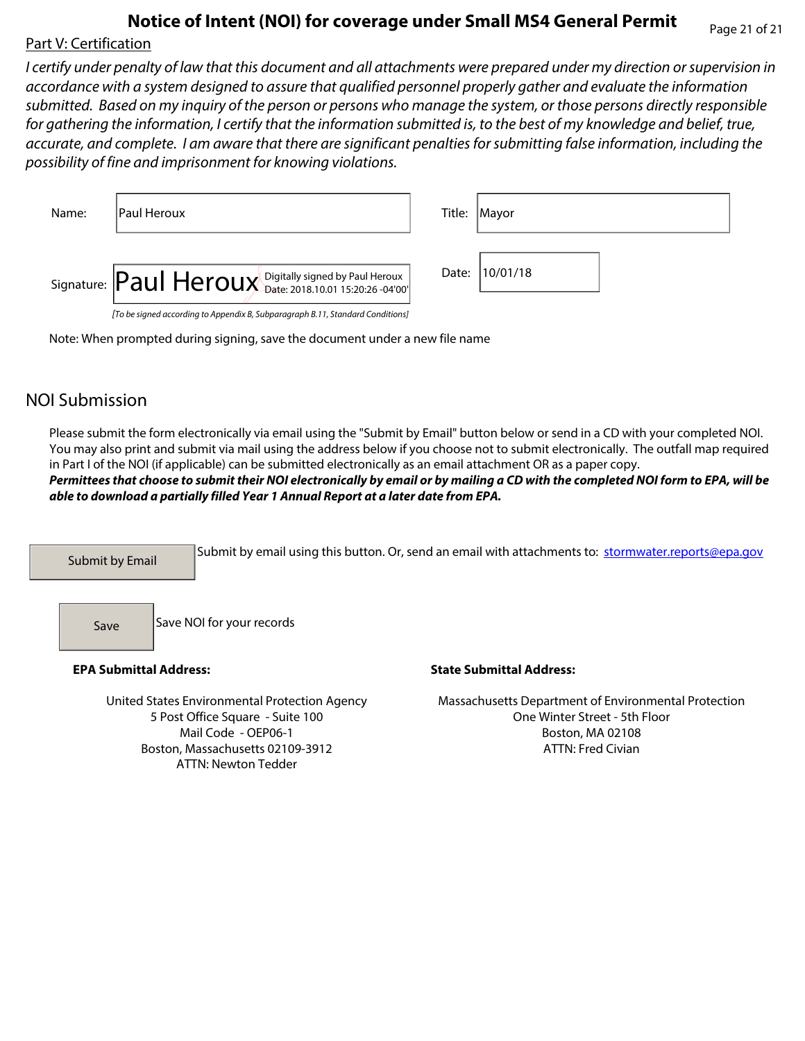# Notice of Intent (NOI) for coverage under Small MS4 General Permit

## Part V: Certification

*I certify under penalty of law that this document and all attachments were prepared under my direction or supervision in accordance with a system designed to assure that qualified personnel properly gather and evaluate the information submitted. Based on my inquiry of the person or persons who manage the system, or those persons directly responsible for gathering the information, I certify that the information submitted is, to the best of my knowledge and belief, true, accurate, and complete. I am aware that there are significant penalties for submitting false information, including the possibility of fine and imprisonment for knowing violations.*

Name: Paul Heroux

Title: Mayor

Signature: Paul Heroux — Digitally signed by Paul Heroux Date: 2018.10.01 15:20:26 -04'00'

Date: 10/01/18

*[To be signed according to Appendix B, Subparagraph B.11, Standard Conditions]*

Note: When prompted during signing, save the document under a new file name

## NOI Submission

Please submit the form electronically via email using the "Submit by Email" button below or send in a CD with your completed NOI. You may also print and submit via mail using the address below if you choose not to submit electronically. The outfall map required in Part I of the NOI (if applicable) can be submitted electronically as an email attachment OR as a paper copy.

***Permittees that choose to submit their NOI electronically by email or by mailing a CD with the completed NOI form to EPA, will be able to download a partially filled Year 1 Annual Report at a later date from EPA.***

Submit by Email — Submit by email using this button. Or, send an email with attachments to: stormwater.reports@epa.gov

Save — Save NOI for your records

**EPA Submittal Address:**

United States Environmental Protection Agency
5 Post Office Square - Suite 100
Mail Code - OEP06-1
Boston, Massachusetts 02109-3912
ATTN: Newton Tedder

**State Submittal Address:**

Massachusetts Department of Environmental Protection
One Winter Street - 5th Floor
Boston, MA 02108
ATTN: Fred Civian